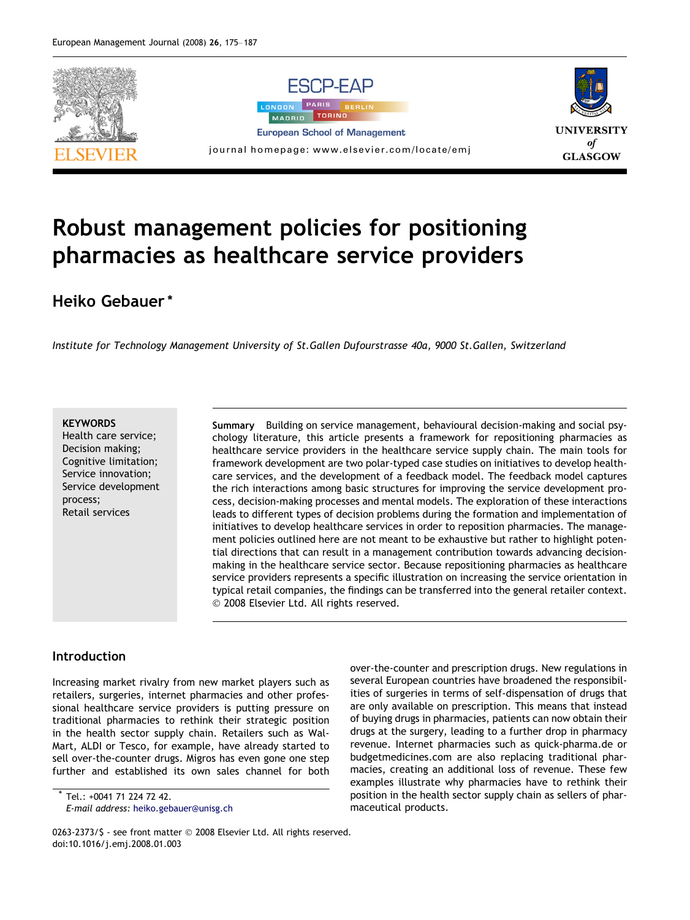# Robust management policies for positioning pharmacies as healthcare service providers

**Heiko Gebauer** *

*Institute for Technology Management University of St.Gallen Dufourstrasse 40a, 9000 St.Gallen, Switzerland*

**KEYWORDS**
Health care service;
Decision making;
Cognitive limitation;
Service innovation;
Service development process;
Retail services

**Summary** Building on service management, behavioural decision-making and social psychology literature, this article presents a framework for repositioning pharmacies as healthcare service providers in the healthcare service supply chain. The main tools for framework development are two polar-typed case studies on initiatives to develop healthcare services, and the development of a feedback model. The feedback model captures the rich interactions among basic structures for improving the service development process, decision-making processes and mental models. The exploration of these interactions leads to different types of decision problems during the formation and implementation of initiatives to develop healthcare services in order to reposition pharmacies. The management policies outlined here are not meant to be exhaustive but rather to highlight potential directions that can result in a management contribution towards advancing decision-making in the healthcare service sector. Because repositioning pharmacies as healthcare service providers represents a specific illustration on increasing the service orientation in typical retail companies, the findings can be transferred into the general retailer context.
© 2008 Elsevier Ltd. All rights reserved.

## Introduction

Increasing market rivalry from new market players such as retailers, surgeries, internet pharmacies and other professional healthcare service providers is putting pressure on traditional pharmacies to rethink their strategic position in the health sector supply chain. Retailers such as Wal-Mart, ALDI or Tesco, for example, have already started to sell over-the-counter drugs. Migros has even gone one step further and established its own sales channel for both over-the-counter and prescription drugs. New regulations in several European countries have broadened the responsibilities of surgeries in terms of self-dispensation of drugs that are only available on prescription. This means that instead of buying drugs in pharmacies, patients can now obtain their drugs at the surgery, leading to a further drop in pharmacy revenue. Internet pharmacies such as quick-pharma.de or budgetmedicines.com are also replacing traditional pharmacies, creating an additional loss of revenue. These few examples illustrate why pharmacies have to rethink their position in the health sector supply chain as sellers of pharmaceutical products.

\* Tel.: +0041 71 224 72 42.
*E-mail address:* heiko.gebauer@unisg.ch

0263-2373/$ - see front matter © 2008 Elsevier Ltd. All rights reserved.
doi:10.1016/j.emj.2008.01.003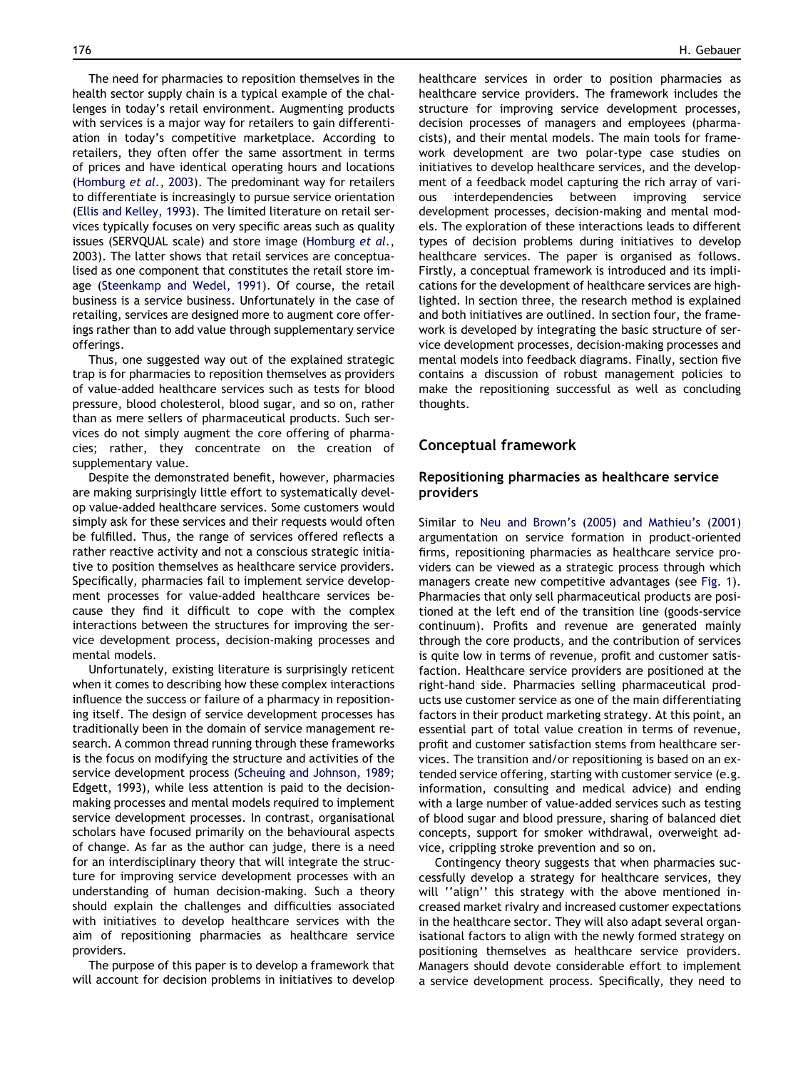The need for pharmacies to reposition themselves in the health sector supply chain is a typical example of the challenges in today's retail environment. Augmenting products with services is a major way for retailers to gain differentiation in today's competitive marketplace. According to retailers, they often offer the same assortment in terms of prices and have identical operating hours and locations (Homburg *et al.*, 2003). The predominant way for retailers to differentiate is increasingly to pursue service orientation (Ellis and Kelley, 1993). The limited literature on retail services typically focuses on very specific areas such as quality issues (SERVQUAL scale) and store image (Homburg *et al.*, 2003). The latter shows that retail services are conceptualised as one component that constitutes the retail store image (Steenkamp and Wedel, 1991). Of course, the retail business is a service business. Unfortunately in the case of retailing, services are designed more to augment core offerings rather than to add value through supplementary service offerings.

Thus, one suggested way out of the explained strategic trap is for pharmacies to reposition themselves as providers of value-added healthcare services such as tests for blood pressure, blood cholesterol, blood sugar, and so on, rather than as mere sellers of pharmaceutical products. Such services do not simply augment the core offering of pharmacies; rather, they concentrate on the creation of supplementary value.

Despite the demonstrated benefit, however, pharmacies are making surprisingly little effort to systematically develop value-added healthcare services. Some customers would simply ask for these services and their requests would often be fulfilled. Thus, the range of services offered reflects a rather reactive activity and not a conscious strategic initiative to position themselves as healthcare service providers. Specifically, pharmacies fail to implement service development processes for value-added healthcare services because they find it difficult to cope with the complex interactions between the structures for improving the service development process, decision-making processes and mental models.

Unfortunately, existing literature is surprisingly reticent when it comes to describing how these complex interactions influence the success or failure of a pharmacy in repositioning itself. The design of service development processes has traditionally been in the domain of service management research. A common thread running through these frameworks is the focus on modifying the structure and activities of the service development process (Scheuing and Johnson, 1989; Edgett, 1993), while less attention is paid to the decision-making processes and mental models required to implement service development processes. In contrast, organisational scholars have focused primarily on the behavioural aspects of change. As far as the author can judge, there is a need for an interdisciplinary theory that will integrate the structure for improving service development processes with an understanding of human decision-making. Such a theory should explain the challenges and difficulties associated with initiatives to develop healthcare services with the aim of repositioning pharmacies as healthcare service providers.

The purpose of this paper is to develop a framework that will account for decision problems in initiatives to develop healthcare services in order to position pharmacies as healthcare service providers. The framework includes the structure for improving service development processes, decision processes of managers and employees (pharmacists), and their mental models. The main tools for framework development are two polar-type case studies on initiatives to develop healthcare services, and the development of a feedback model capturing the rich array of various interdependencies between improving service development processes, decision-making and mental models. The exploration of these interactions leads to different types of decision problems during initiatives to develop healthcare services. The paper is organised as follows. Firstly, a conceptual framework is introduced and its implications for the development of healthcare services are highlighted. In section three, the research method is explained and both initiatives are outlined. In section four, the framework is developed by integrating the basic structure of service development processes, decision-making processes and mental models into feedback diagrams. Finally, section five contains a discussion of robust management policies to make the repositioning successful as well as concluding thoughts.

## Conceptual framework

### Repositioning pharmacies as healthcare service providers

Similar to Neu and Brown's (2005) and Mathieu's (2001) argumentation on service formation in product-oriented firms, repositioning pharmacies as healthcare service providers can be viewed as a strategic process through which managers create new competitive advantages (see Fig. 1). Pharmacies that only sell pharmaceutical products are positioned at the left end of the transition line (goods-service continuum). Profits and revenue are generated mainly through the core products, and the contribution of services is quite low in terms of revenue, profit and customer satisfaction. Healthcare service providers are positioned at the right-hand side. Pharmacies selling pharmaceutical products use customer service as one of the main differentiating factors in their product marketing strategy. At this point, an essential part of total value creation in terms of revenue, profit and customer satisfaction stems from healthcare services. The transition and/or repositioning is based on an extended service offering, starting with customer service (e.g. information, consulting and medical advice) and ending with a large number of value-added services such as testing of blood sugar and blood pressure, sharing of balanced diet concepts, support for smoker withdrawal, overweight advice, crippling stroke prevention and so on.

Contingency theory suggests that when pharmacies successfully develop a strategy for healthcare services, they will ''align'' this strategy with the above mentioned increased market rivalry and increased customer expectations in the healthcare sector. They will also adapt several organisational factors to align with the newly formed strategy on positioning themselves as healthcare service providers. Managers should devote considerable effort to implement a service development process. Specifically, they need to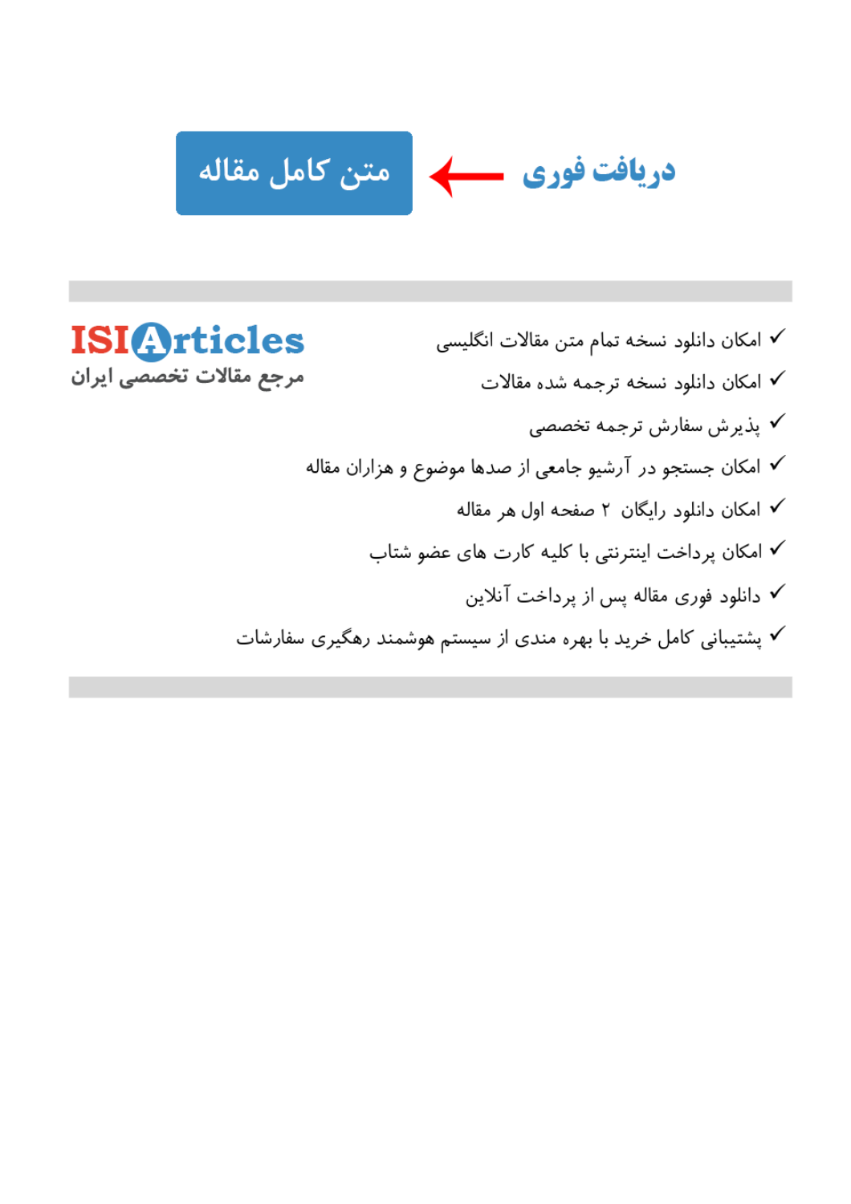دریافت فوری ← متن کامل مقاله

**ISIArticles**
مرجع مقالات تخصصی ایران

- ✓ امکان دانلود نسخه تمام متن مقالات انگلیسی
- ✓ امکان دانلود نسخه ترجمه شده مقالات
- ✓ پذیرش سفارش ترجمه تخصصی
- ✓ امکان جستجو در آرشیو جامعی از صدها موضوع و هزاران مقاله
- ✓ امکان دانلود رایگان ۲ صفحه اول هر مقاله
- ✓ امکان پرداخت اینترنتی با کلیه کارت های عضو شتاب
- ✓ دانلود فوری مقاله پس از پرداخت آنلاین
- ✓ پشتیبانی کامل خرید با بهره مندی از سیستم هوشمند رهگیری سفارشات